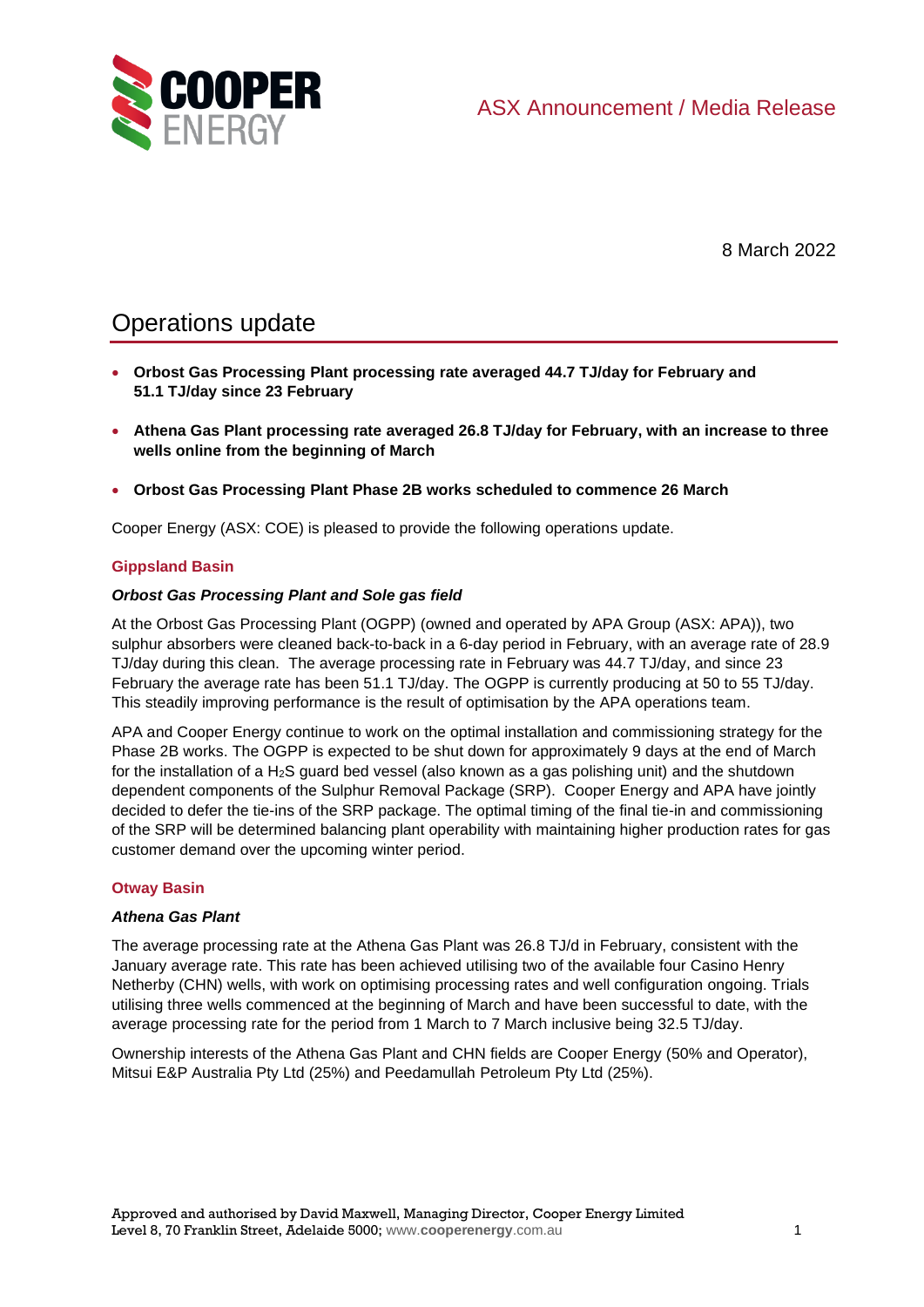ASX Announcement / Media Release

8 March 2022

# Operations update

- **Orbost Gas Processing Plant processing rate averaged 44.7 TJ/day for February and 51.1 TJ/day since 23 February**
- **Athena Gas Plant processing rate averaged 26.8 TJ/day for February, with an increase to three wells online from the beginning of March**
- **Orbost Gas Processing Plant Phase 2B works scheduled to commence 26 March**

Cooper Energy (ASX: COE) is pleased to provide the following operations update.

## Gippsland Basin

### *Orbost Gas Processing Plant and Sole gas field*

At the Orbost Gas Processing Plant (OGPP) (owned and operated by APA Group (ASX: APA)), two sulphur absorbers were cleaned back-to-back in a 6-day period in February, with an average rate of 28.9 TJ/day during this clean. The average processing rate in February was 44.7 TJ/day, and since 23 February the average rate has been 51.1 TJ/day. The OGPP is currently producing at 50 to 55 TJ/day. This steadily improving performance is the result of optimisation by the APA operations team.

APA and Cooper Energy continue to work on the optimal installation and commissioning strategy for the Phase 2B works. The OGPP is expected to be shut down for approximately 9 days at the end of March for the installation of a $H_2S$ guard bed vessel (also known as a gas polishing unit) and the shutdown dependent components of the Sulphur Removal Package (SRP). Cooper Energy and APA have jointly decided to defer the tie-ins of the SRP package. The optimal timing of the final tie-in and commissioning of the SRP will be determined balancing plant operability with maintaining higher production rates for gas customer demand over the upcoming winter period.

## Otway Basin

### *Athena Gas Plant*

The average processing rate at the Athena Gas Plant was 26.8 TJ/d in February, consistent with the January average rate. This rate has been achieved utilising two of the available four Casino Henry Netherby (CHN) wells, with work on optimising processing rates and well configuration ongoing. Trials utilising three wells commenced at the beginning of March and have been successful to date, with the average processing rate for the period from 1 March to 7 March inclusive being 32.5 TJ/day.

Ownership interests of the Athena Gas Plant and CHN fields are Cooper Energy (50% and Operator), Mitsui E&P Australia Pty Ltd (25%) and Peedamullah Petroleum Pty Ltd (25%).

Approved and authorised by David Maxwell, Managing Director, Cooper Energy Limited
Level 8, 70 Franklin Street, Adelaide 5000; www.cooperenergy.com.au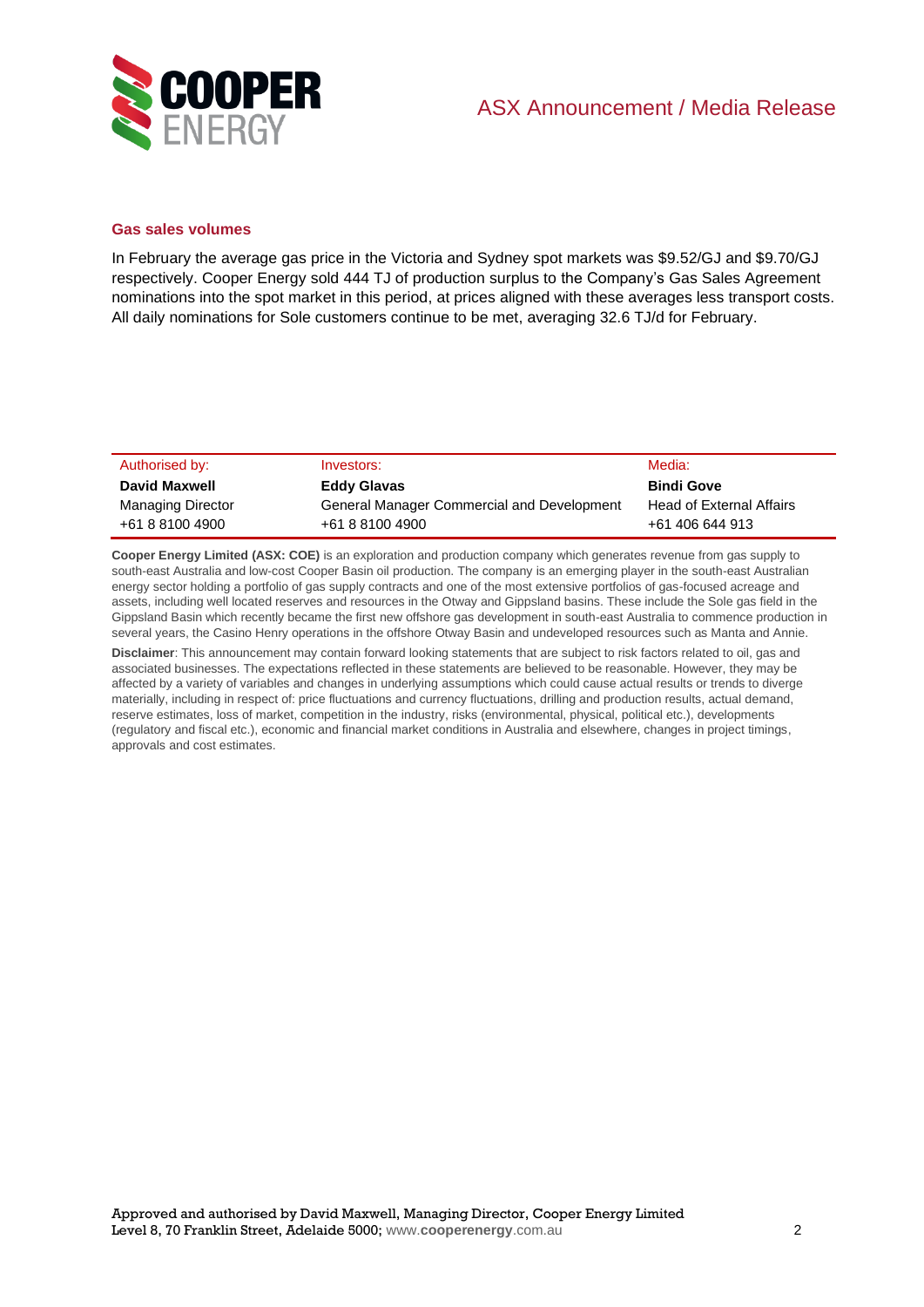## Gas sales volumes

In February the average gas price in the Victoria and Sydney spot markets was $9.52/GJ and $9.70/GJ respectively. Cooper Energy sold 444 TJ of production surplus to the Company's Gas Sales Agreement nominations into the spot market in this period, at prices aligned with these averages less transport costs. All daily nominations for Sole customers continue to be met, averaging 32.6 TJ/d for February.

| Authorised by: | Investors: | Media: |
| --- | --- | --- |
| **David Maxwell** | **Eddy Glavas** | **Bindi Gove** |
| Managing Director | General Manager Commercial and Development | Head of External Affairs |
| +61 8 8100 4900 | +61 8 8100 4900 | +61 406 644 913 |

**Cooper Energy Limited (ASX: COE)** is an exploration and production company which generates revenue from gas supply to south-east Australia and low-cost Cooper Basin oil production. The company is an emerging player in the south-east Australian energy sector holding a portfolio of gas supply contracts and one of the most extensive portfolios of gas-focused acreage and assets, including well located reserves and resources in the Otway and Gippsland basins. These include the Sole gas field in the Gippsland Basin which recently became the first new offshore gas development in south-east Australia to commence production in several years, the Casino Henry operations in the offshore Otway Basin and undeveloped resources such as Manta and Annie.

**Disclaimer**: This announcement may contain forward looking statements that are subject to risk factors related to oil, gas and associated businesses. The expectations reflected in these statements are believed to be reasonable. However, they may be affected by a variety of variables and changes in underlying assumptions which could cause actual results or trends to diverge materially, including in respect of: price fluctuations and currency fluctuations, drilling and production results, actual demand, reserve estimates, loss of market, competition in the industry, risks (environmental, physical, political etc.), developments (regulatory and fiscal etc.), economic and financial market conditions in Australia and elsewhere, changes in project timings, approvals and cost estimates.